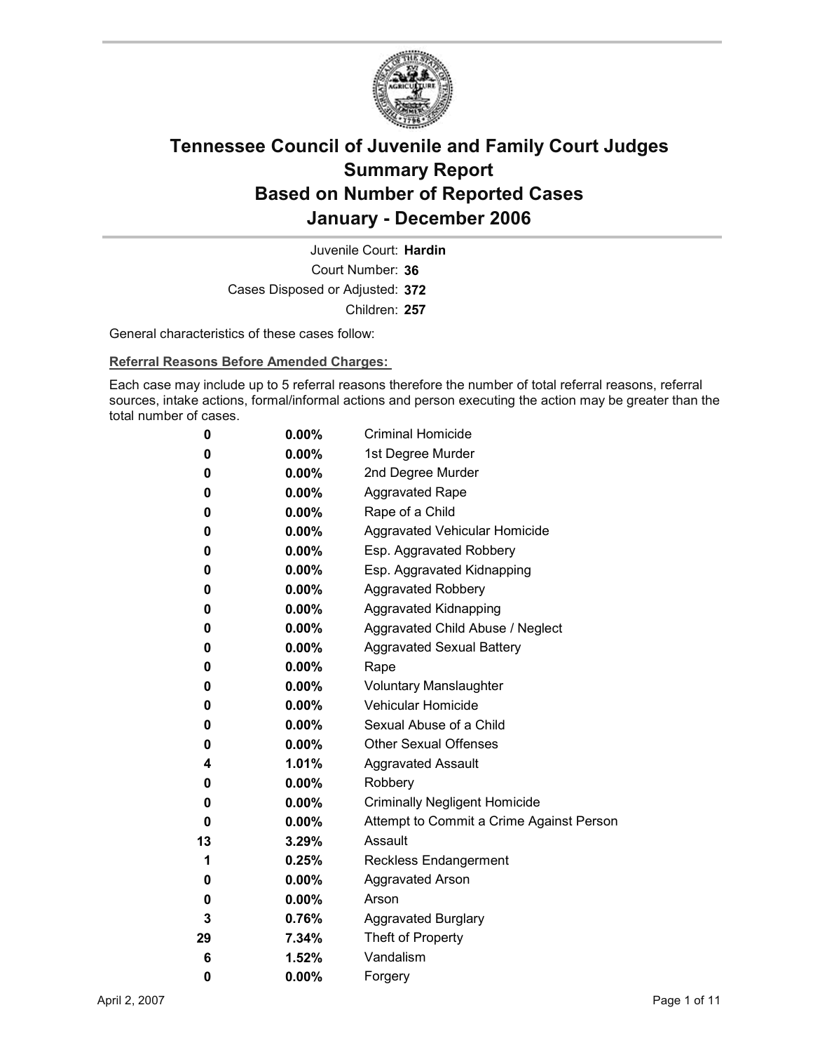# Tennessee Council of Juvenile and Family Court Judges
## Summary Report
## Based on Number of Reported Cases
## January - December 2006

Juvenile Court: **Hardin**
Court Number: **36**
Cases Disposed or Adjusted: **372**
Children: **257**

General characteristics of these cases follow:

**Referral Reasons Before Amended Charges:**

Each case may include up to 5 referral reasons therefore the number of total referral reasons, referral sources, intake actions, formal/informal actions and person executing the action may be greater than the total number of cases.

| | | |
|---|---|---|
| 0 | 0.00% | Criminal Homicide |
| 0 | 0.00% | 1st Degree Murder |
| 0 | 0.00% | 2nd Degree Murder |
| 0 | 0.00% | Aggravated Rape |
| 0 | 0.00% | Rape of a Child |
| 0 | 0.00% | Aggravated Vehicular Homicide |
| 0 | 0.00% | Esp. Aggravated Robbery |
| 0 | 0.00% | Esp. Aggravated Kidnapping |
| 0 | 0.00% | Aggravated Robbery |
| 0 | 0.00% | Aggravated Kidnapping |
| 0 | 0.00% | Aggravated Child Abuse / Neglect |
| 0 | 0.00% | Aggravated Sexual Battery |
| 0 | 0.00% | Rape |
| 0 | 0.00% | Voluntary Manslaughter |
| 0 | 0.00% | Vehicular Homicide |
| 0 | 0.00% | Sexual Abuse of a Child |
| 0 | 0.00% | Other Sexual Offenses |
| 4 | 1.01% | Aggravated Assault |
| 0 | 0.00% | Robbery |
| 0 | 0.00% | Criminally Negligent Homicide |
| 0 | 0.00% | Attempt to Commit a Crime Against Person |
| 13 | 3.29% | Assault |
| 1 | 0.25% | Reckless Endangerment |
| 0 | 0.00% | Aggravated Arson |
| 0 | 0.00% | Arson |
| 3 | 0.76% | Aggravated Burglary |
| 29 | 7.34% | Theft of Property |
| 6 | 1.52% | Vandalism |
| 0 | 0.00% | Forgery |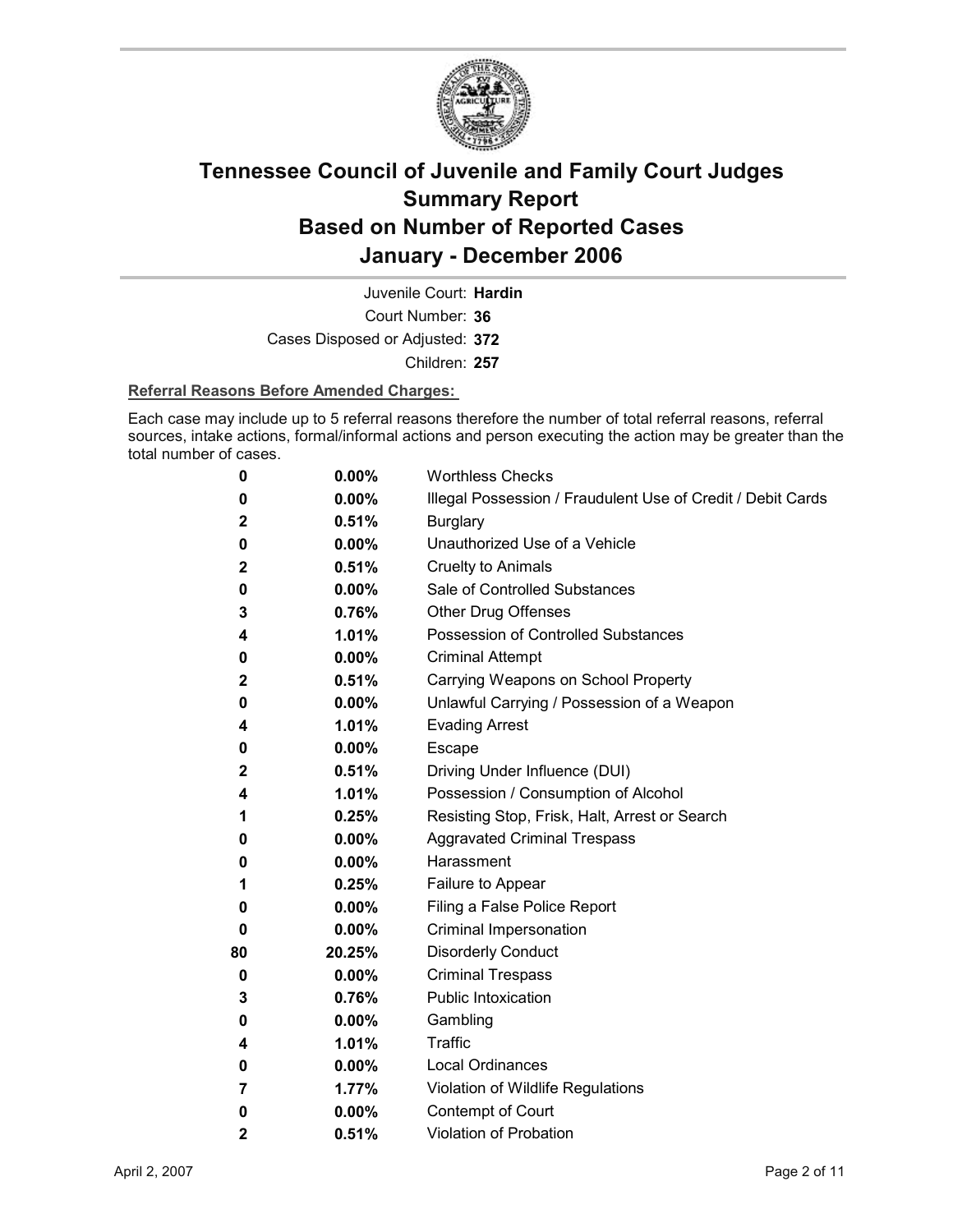# Tennessee Council of Juvenile and Family Court Judges
# Summary Report
# Based on Number of Reported Cases
# January - December 2006

Juvenile Court: **Hardin**

Court Number: **36**

Cases Disposed or Adjusted: **372**

Children: **257**

**Referral Reasons Before Amended Charges:**

Each case may include up to 5 referral reasons therefore the number of total referral reasons, referral sources, intake actions, formal/informal actions and person executing the action may be greater than the total number of cases.

| Count | Percent | Referral Reason |
|---|---|---|
| 0 | 0.00% | Worthless Checks |
| 0 | 0.00% | Illegal Possession / Fraudulent Use of Credit / Debit Cards |
| 2 | 0.51% | Burglary |
| 0 | 0.00% | Unauthorized Use of a Vehicle |
| 2 | 0.51% | Cruelty to Animals |
| 0 | 0.00% | Sale of Controlled Substances |
| 3 | 0.76% | Other Drug Offenses |
| 4 | 1.01% | Possession of Controlled Substances |
| 0 | 0.00% | Criminal Attempt |
| 2 | 0.51% | Carrying Weapons on School Property |
| 0 | 0.00% | Unlawful Carrying / Possession of a Weapon |
| 4 | 1.01% | Evading Arrest |
| 0 | 0.00% | Escape |
| 2 | 0.51% | Driving Under Influence (DUI) |
| 4 | 1.01% | Possession / Consumption of Alcohol |
| 1 | 0.25% | Resisting Stop, Frisk, Halt, Arrest or Search |
| 0 | 0.00% | Aggravated Criminal Trespass |
| 0 | 0.00% | Harassment |
| 1 | 0.25% | Failure to Appear |
| 0 | 0.00% | Filing a False Police Report |
| 0 | 0.00% | Criminal Impersonation |
| 80 | 20.25% | Disorderly Conduct |
| 0 | 0.00% | Criminal Trespass |
| 3 | 0.76% | Public Intoxication |
| 0 | 0.00% | Gambling |
| 4 | 1.01% | Traffic |
| 0 | 0.00% | Local Ordinances |
| 7 | 1.77% | Violation of Wildlife Regulations |
| 0 | 0.00% | Contempt of Court |
| 2 | 0.51% | Violation of Probation |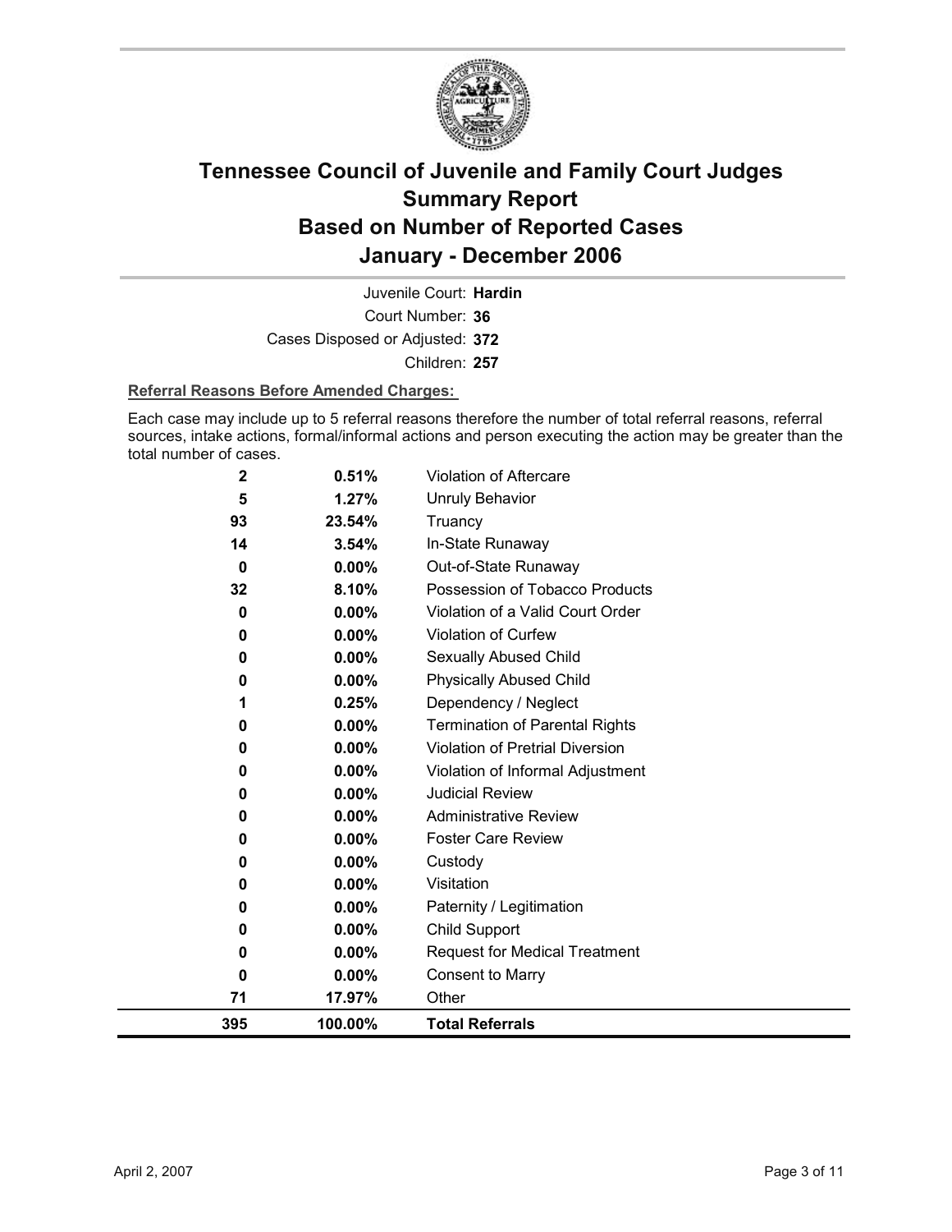# Tennessee Council of Juvenile and Family Court Judges Summary Report Based on Number of Reported Cases January - December 2006

Juvenile Court: **Hardin**

Court Number: **36**

Cases Disposed or Adjusted: **372**

Children: **257**

**Referral Reasons Before Amended Charges:**

Each case may include up to 5 referral reasons therefore the number of total referral reasons, referral sources, intake actions, formal/informal actions and person executing the action may be greater than the total number of cases.

| Count | Percent | Referral Reason |
|---|---|---|
| 2 | 0.51% | Violation of Aftercare |
| 5 | 1.27% | Unruly Behavior |
| 93 | 23.54% | Truancy |
| 14 | 3.54% | In-State Runaway |
| 0 | 0.00% | Out-of-State Runaway |
| 32 | 8.10% | Possession of Tobacco Products |
| 0 | 0.00% | Violation of a Valid Court Order |
| 0 | 0.00% | Violation of Curfew |
| 0 | 0.00% | Sexually Abused Child |
| 0 | 0.00% | Physically Abused Child |
| 1 | 0.25% | Dependency / Neglect |
| 0 | 0.00% | Termination of Parental Rights |
| 0 | 0.00% | Violation of Pretrial Diversion |
| 0 | 0.00% | Violation of Informal Adjustment |
| 0 | 0.00% | Judicial Review |
| 0 | 0.00% | Administrative Review |
| 0 | 0.00% | Foster Care Review |
| 0 | 0.00% | Custody |
| 0 | 0.00% | Visitation |
| 0 | 0.00% | Paternity / Legitimation |
| 0 | 0.00% | Child Support |
| 0 | 0.00% | Request for Medical Treatment |
| 0 | 0.00% | Consent to Marry |
| 71 | 17.97% | Other |
| **395** | **100.00%** | **Total Referrals** |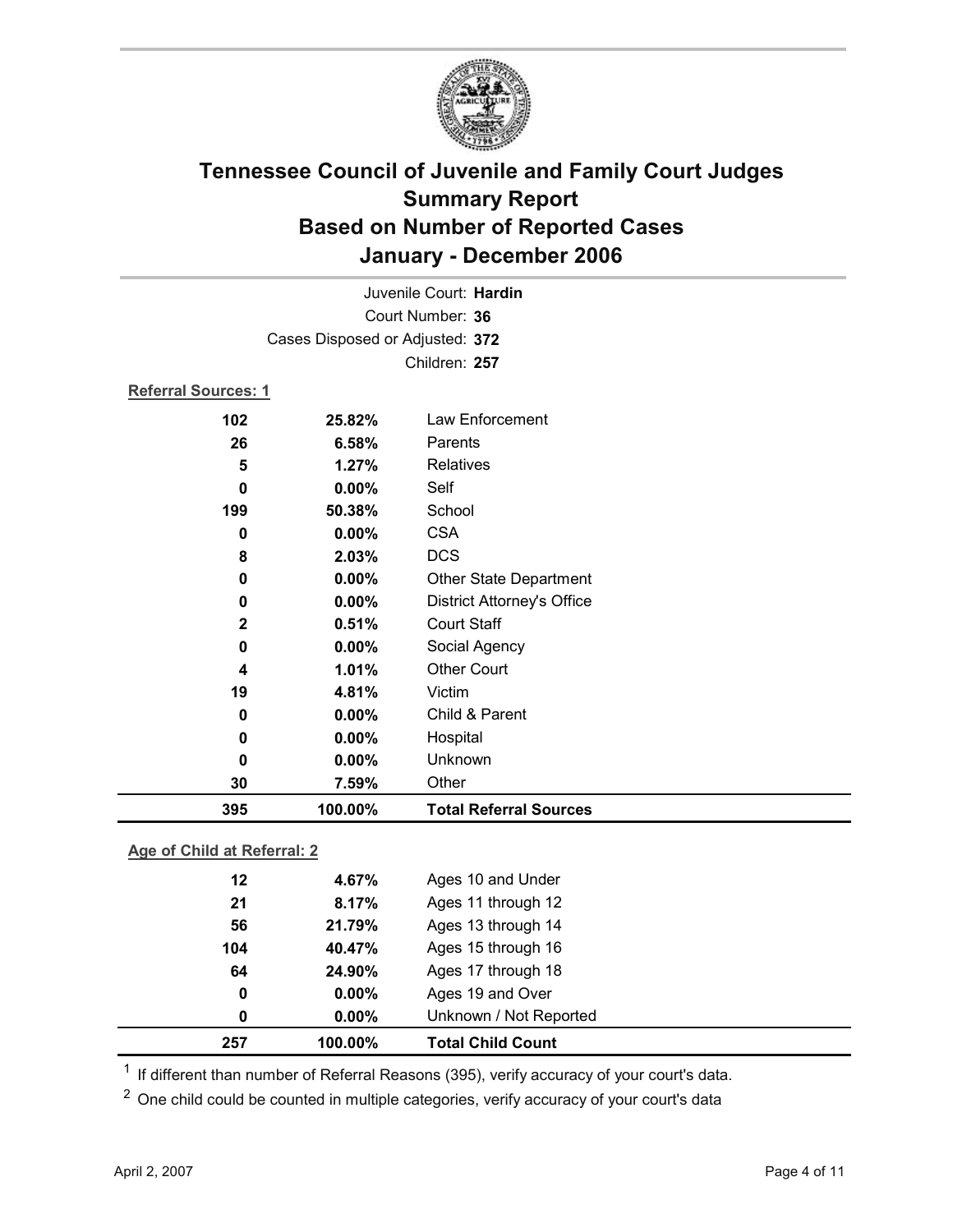# Tennessee Council of Juvenile and Family Court Judges
# Summary Report
# Based on Number of Reported Cases
# January - December 2006

Juvenile Court: **Hardin**
Court Number: **36**
Cases Disposed or Adjusted: **372**
Children: **257**

**Referral Sources: 1**

| Count | Percent | Source |
|---|---|---|
| 102 | 25.82% | Law Enforcement |
| 26 | 6.58% | Parents |
| 5 | 1.27% | Relatives |
| 0 | 0.00% | Self |
| 199 | 50.38% | School |
| 0 | 0.00% | CSA |
| 8 | 2.03% | DCS |
| 0 | 0.00% | Other State Department |
| 0 | 0.00% | District Attorney's Office |
| 2 | 0.51% | Court Staff |
| 0 | 0.00% | Social Agency |
| 4 | 1.01% | Other Court |
| 19 | 4.81% | Victim |
| 0 | 0.00% | Child & Parent |
| 0 | 0.00% | Hospital |
| 0 | 0.00% | Unknown |
| 30 | 7.59% | Other |
| **395** | **100.00%** | **Total Referral Sources** |

**Age of Child at Referral: 2**

| Count | Percent | Age |
|---|---|---|
| 12 | 4.67% | Ages 10 and Under |
| 21 | 8.17% | Ages 11 through 12 |
| 56 | 21.79% | Ages 13 through 14 |
| 104 | 40.47% | Ages 15 through 16 |
| 64 | 24.90% | Ages 17 through 18 |
| 0 | 0.00% | Ages 19 and Over |
| 0 | 0.00% | Unknown / Not Reported |
| **257** | **100.00%** | **Total Child Count** |

[1] If different than number of Referral Reasons (395), verify accuracy of your court's data.

[2] One child could be counted in multiple categories, verify accuracy of your court's data

April 2, 2007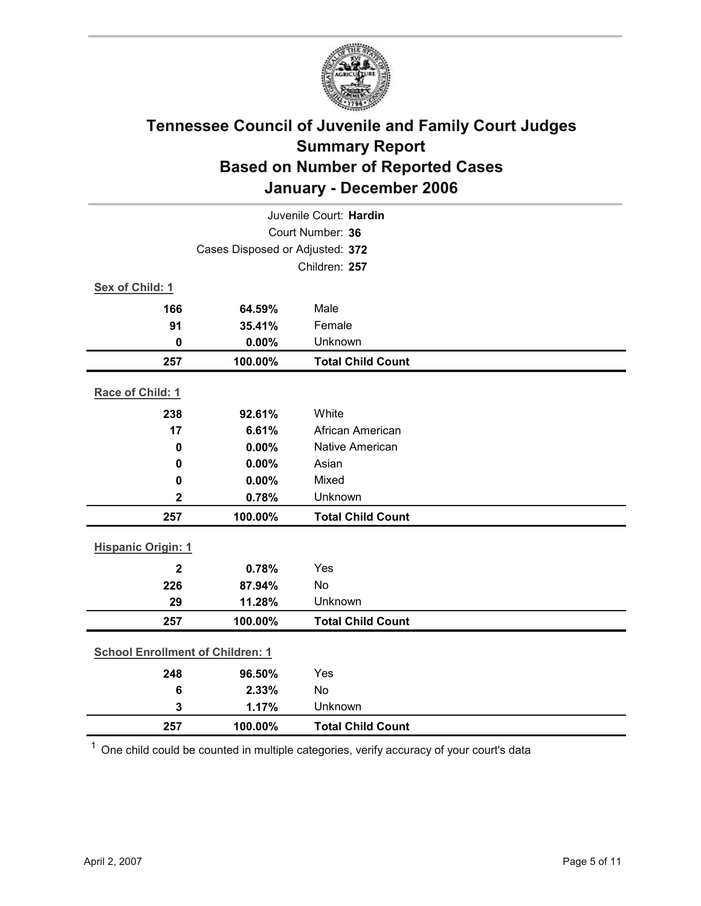# Tennessee Council of Juvenile and Family Court Judges
## Summary Report
## Based on Number of Reported Cases
## January - December 2006

Juvenile Court: **Hardin**
Court Number: **36**
Cases Disposed or Adjusted: **372**
Children: **257**

**Sex of Child: 1**

| | | |
|---|---|---|
| **166** | **64.59%** | Male |
| **91** | **35.41%** | Female |
| **0** | **0.00%** | Unknown |
| **257** | **100.00%** | **Total Child Count** |

**Race of Child: 1**

| | | |
|---|---|---|
| **238** | **92.61%** | White |
| **17** | **6.61%** | African American |
| **0** | **0.00%** | Native American |
| **0** | **0.00%** | Asian |
| **0** | **0.00%** | Mixed |
| **2** | **0.78%** | Unknown |
| **257** | **100.00%** | **Total Child Count** |

**Hispanic Origin: 1**

| | | |
|---|---|---|
| **2** | **0.78%** | Yes |
| **226** | **87.94%** | No |
| **29** | **11.28%** | Unknown |
| **257** | **100.00%** | **Total Child Count** |

**School Enrollment of Children: 1**

| | | |
|---|---|---|
| **248** | **96.50%** | Yes |
| **6** | **2.33%** | No |
| **3** | **1.17%** | Unknown |
| **257** | **100.00%** | **Total Child Count** |

[1] One child could be counted in multiple categories, verify accuracy of your court's data

April 2, 2007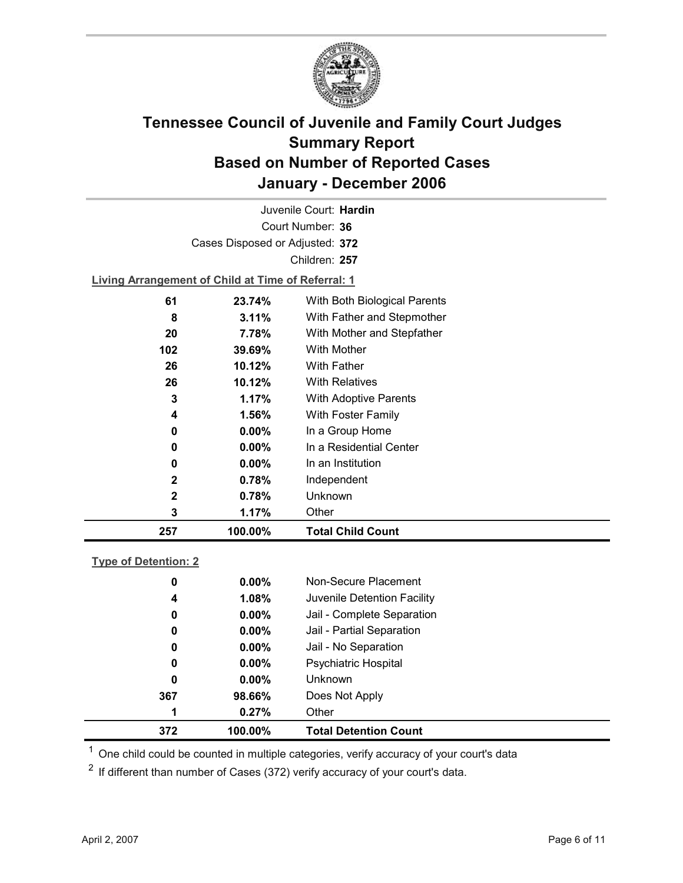# Tennessee Council of Juvenile and Family Court Judges Summary Report Based on Number of Reported Cases January - December 2006

Juvenile Court: **Hardin**

Court Number: **36**

Cases Disposed or Adjusted: **372**

Children: **257**

**Living Arrangement of Child at Time of Referral: 1**

| Count | Percent | Living Arrangement |
|---|---|---|
| 61 | 23.74% | With Both Biological Parents |
| 8 | 3.11% | With Father and Stepmother |
| 20 | 7.78% | With Mother and Stepfather |
| 102 | 39.69% | With Mother |
| 26 | 10.12% | With Father |
| 26 | 10.12% | With Relatives |
| 3 | 1.17% | With Adoptive Parents |
| 4 | 1.56% | With Foster Family |
| 0 | 0.00% | In a Group Home |
| 0 | 0.00% | In a Residential Center |
| 0 | 0.00% | In an Institution |
| 2 | 0.78% | Independent |
| 2 | 0.78% | Unknown |
| 3 | 1.17% | Other |
| **257** | **100.00%** | **Total Child Count** |

**Type of Detention: 2**

| Count | Percent | Type of Detention |
|---|---|---|
| 0 | 0.00% | Non-Secure Placement |
| 4 | 1.08% | Juvenile Detention Facility |
| 0 | 0.00% | Jail - Complete Separation |
| 0 | 0.00% | Jail - Partial Separation |
| 0 | 0.00% | Jail - No Separation |
| 0 | 0.00% | Psychiatric Hospital |
| 0 | 0.00% | Unknown |
| 367 | 98.66% | Does Not Apply |
| 1 | 0.27% | Other |
| **372** | **100.00%** | **Total Detention Count** |

[1] One child could be counted in multiple categories, verify accuracy of your court's data

[2] If different than number of Cases (372) verify accuracy of your court's data.

April 2, 2007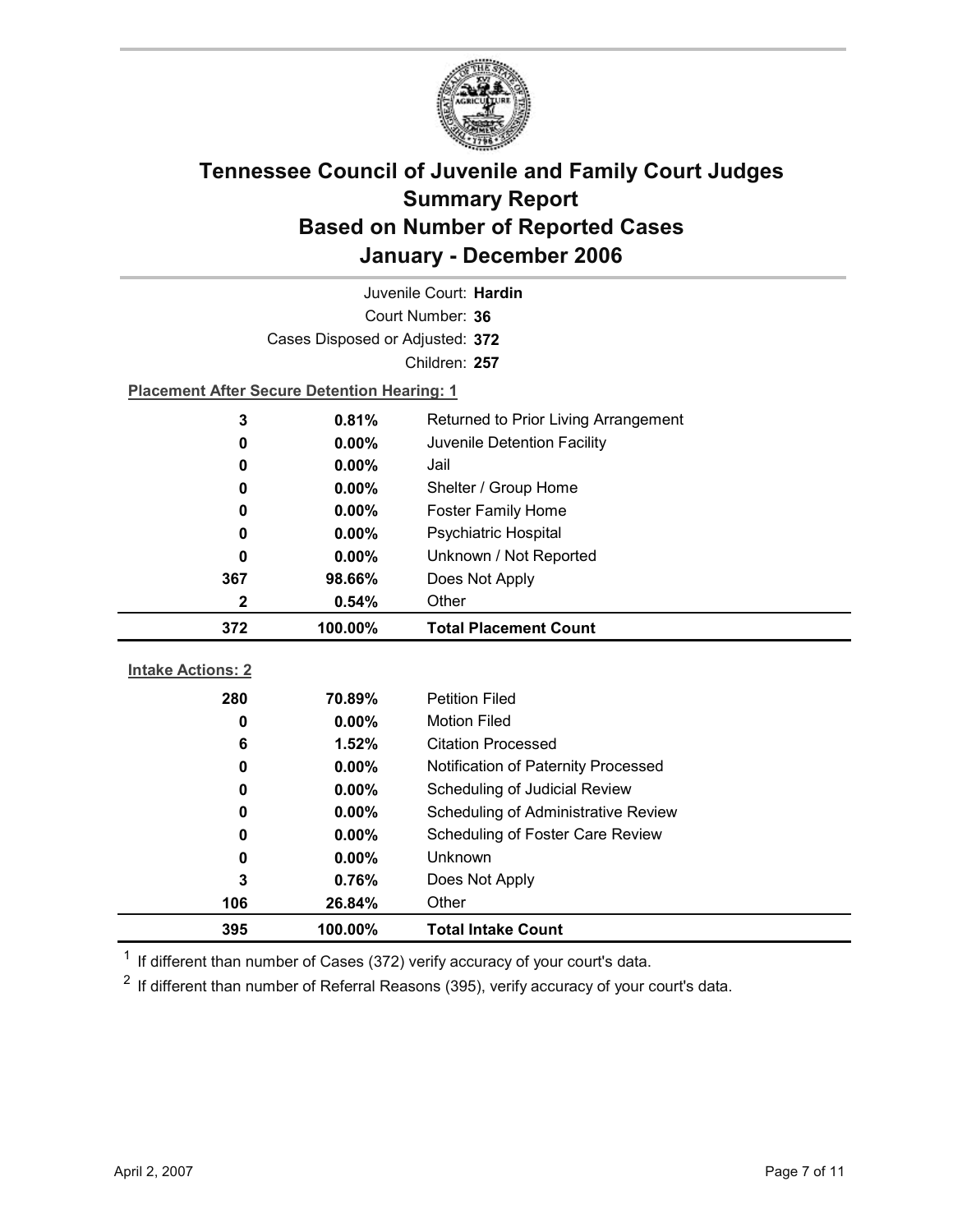# Tennessee Council of Juvenile and Family Court Judges
## Summary Report
## Based on Number of Reported Cases
## January - December 2006

Juvenile Court: **Hardin**

Court Number: **36**

Cases Disposed or Adjusted: **372**

Children: **257**

**Placement After Secure Detention Hearing: 1**

| Count | Percent | Placement |
|---|---|---|
| 3 | 0.81% | Returned to Prior Living Arrangement |
| 0 | 0.00% | Juvenile Detention Facility |
| 0 | 0.00% | Jail |
| 0 | 0.00% | Shelter / Group Home |
| 0 | 0.00% | Foster Family Home |
| 0 | 0.00% | Psychiatric Hospital |
| 0 | 0.00% | Unknown / Not Reported |
| 367 | 98.66% | Does Not Apply |
| 2 | 0.54% | Other |
| **372** | **100.00%** | **Total Placement Count** |

**Intake Actions: 2**

| Count | Percent | Intake Action |
|---|---|---|
| 280 | 70.89% | Petition Filed |
| 0 | 0.00% | Motion Filed |
| 6 | 1.52% | Citation Processed |
| 0 | 0.00% | Notification of Paternity Processed |
| 0 | 0.00% | Scheduling of Judicial Review |
| 0 | 0.00% | Scheduling of Administrative Review |
| 0 | 0.00% | Scheduling of Foster Care Review |
| 0 | 0.00% | Unknown |
| 3 | 0.76% | Does Not Apply |
| 106 | 26.84% | Other |
| **395** | **100.00%** | **Total Intake Count** |

[1] If different than number of Cases (372) verify accuracy of your court's data.

[2] If different than number of Referral Reasons (395), verify accuracy of your court's data.

April 2, 2007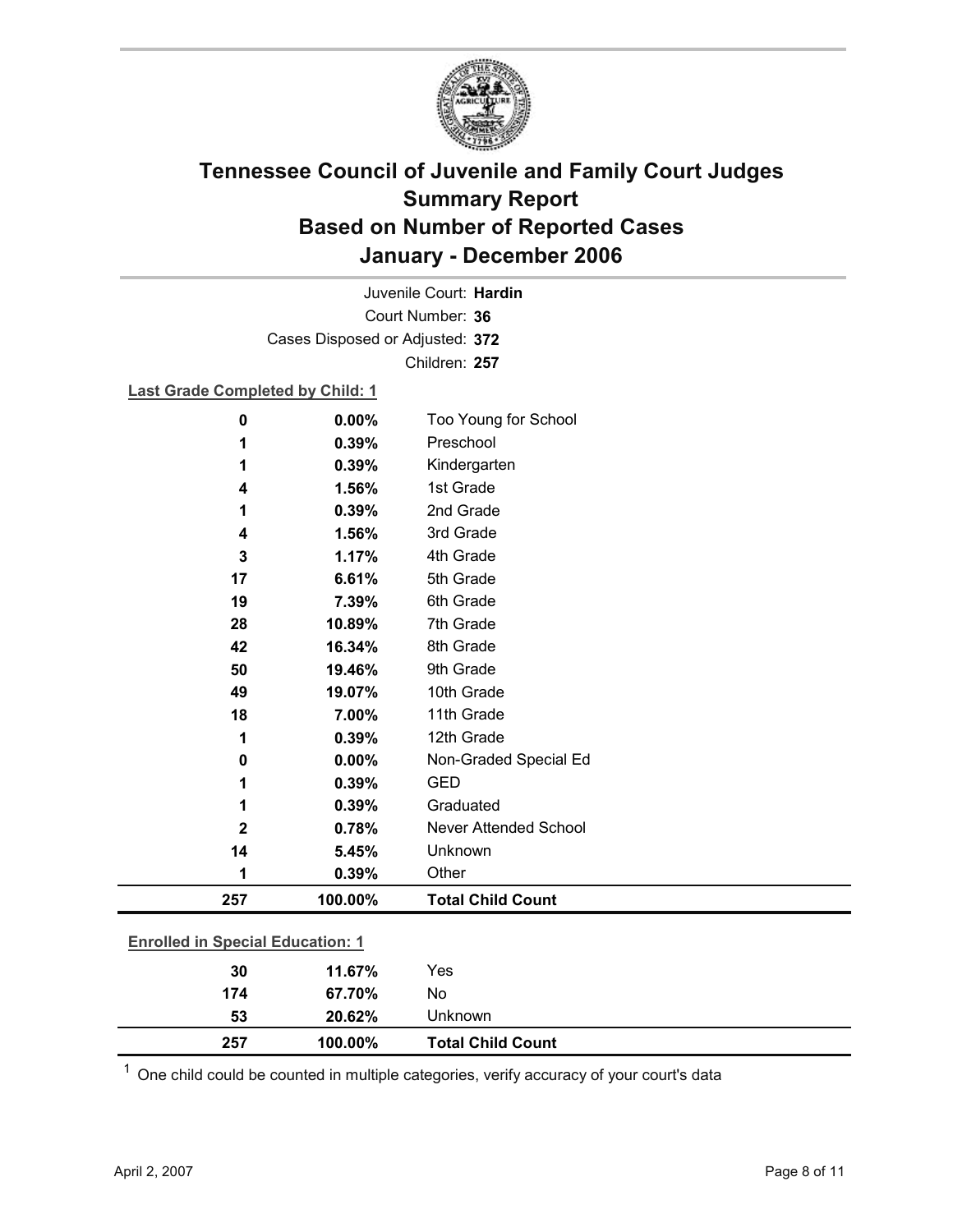# Tennessee Council of Juvenile and Family Court Judges
## Summary Report
## Based on Number of Reported Cases
## January - December 2006

Juvenile Court: **Hardin**
Court Number: **36**
Cases Disposed or Adjusted: **372**
Children: **257**

**Last Grade Completed by Child: 1**

| Count | Percent | Category |
|---|---|---|
| 0 | 0.00% | Too Young for School |
| 1 | 0.39% | Preschool |
| 1 | 0.39% | Kindergarten |
| 4 | 1.56% | 1st Grade |
| 1 | 0.39% | 2nd Grade |
| 4 | 1.56% | 3rd Grade |
| 3 | 1.17% | 4th Grade |
| 17 | 6.61% | 5th Grade |
| 19 | 7.39% | 6th Grade |
| 28 | 10.89% | 7th Grade |
| 42 | 16.34% | 8th Grade |
| 50 | 19.46% | 9th Grade |
| 49 | 19.07% | 10th Grade |
| 18 | 7.00% | 11th Grade |
| 1 | 0.39% | 12th Grade |
| 0 | 0.00% | Non-Graded Special Ed |
| 1 | 0.39% | GED |
| 1 | 0.39% | Graduated |
| 2 | 0.78% | Never Attended School |
| 14 | 5.45% | Unknown |
| 1 | 0.39% | Other |
| **257** | **100.00%** | **Total Child Count** |

**Enrolled in Special Education: 1**

| Count | Percent | Category |
|---|---|---|
| 30 | 11.67% | Yes |
| 174 | 67.70% | No |
| 53 | 20.62% | Unknown |
| **257** | **100.00%** | **Total Child Count** |

[1] One child could be counted in multiple categories, verify accuracy of your court's data

April 2, 2007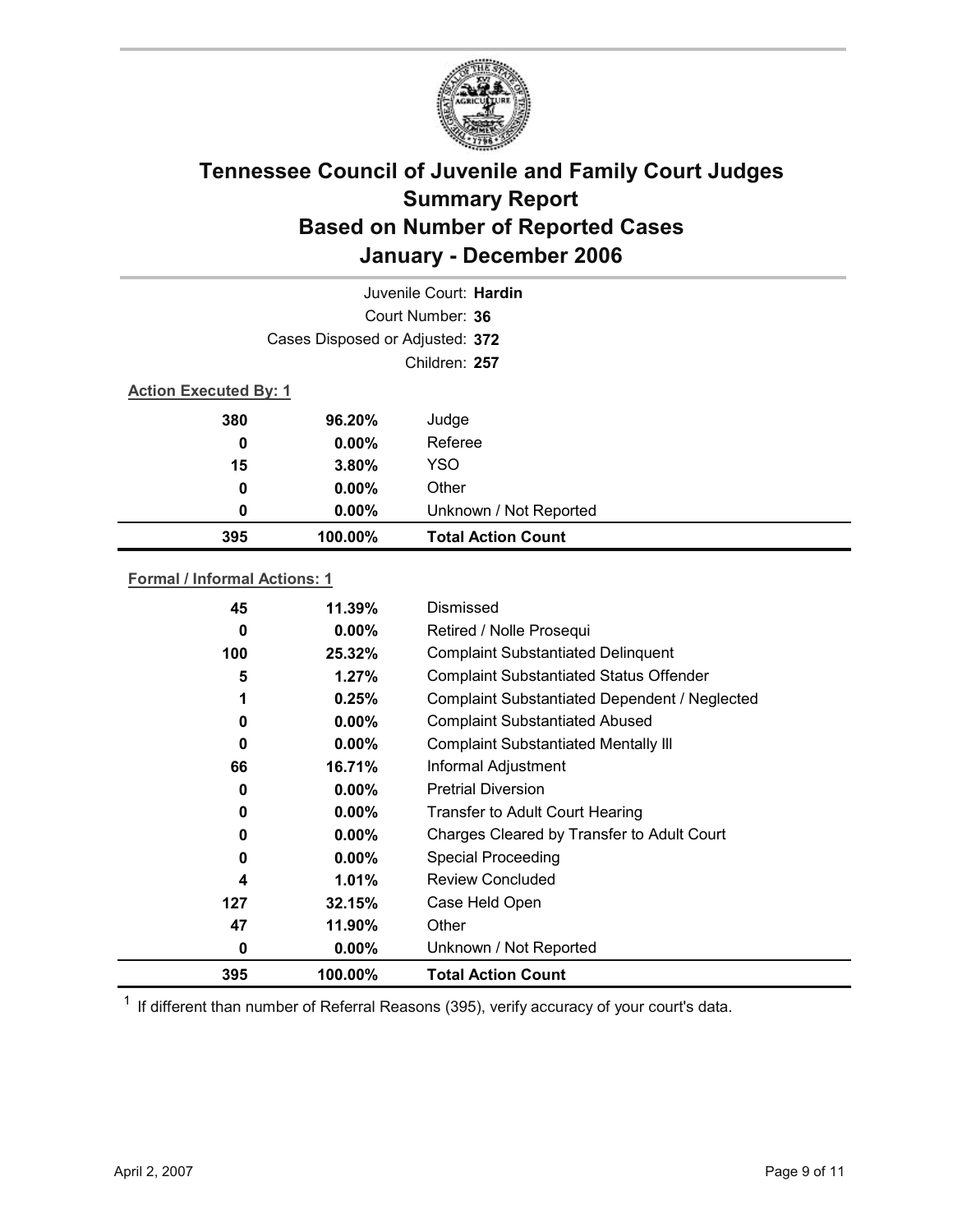# Tennessee Council of Juvenile and Family Court Judges
# Summary Report
# Based on Number of Reported Cases
# January - December 2006

Juvenile Court: **Hardin**

Court Number: **36**

Cases Disposed or Adjusted: **372**

Children: **257**

**Action Executed By: 1**

| | | |
|---|---|---|
| **380** | **96.20%** | Judge |
| **0** | **0.00%** | Referee |
| **15** | **3.80%** | YSO |
| **0** | **0.00%** | Other |
| **0** | **0.00%** | Unknown / Not Reported |
| **395** | **100.00%** | **Total Action Count** |

**Formal / Informal Actions: 1**

| | | |
|---|---|---|
| **45** | **11.39%** | Dismissed |
| **0** | **0.00%** | Retired / Nolle Prosequi |
| **100** | **25.32%** | Complaint Substantiated Delinquent |
| **5** | **1.27%** | Complaint Substantiated Status Offender |
| **1** | **0.25%** | Complaint Substantiated Dependent / Neglected |
| **0** | **0.00%** | Complaint Substantiated Abused |
| **0** | **0.00%** | Complaint Substantiated Mentally Ill |
| **66** | **16.71%** | Informal Adjustment |
| **0** | **0.00%** | Pretrial Diversion |
| **0** | **0.00%** | Transfer to Adult Court Hearing |
| **0** | **0.00%** | Charges Cleared by Transfer to Adult Court |
| **0** | **0.00%** | Special Proceeding |
| **4** | **1.01%** | Review Concluded |
| **127** | **32.15%** | Case Held Open |
| **47** | **11.90%** | Other |
| **0** | **0.00%** | Unknown / Not Reported |
| **395** | **100.00%** | **Total Action Count** |

[1] If different than number of Referral Reasons (395), verify accuracy of your court's data.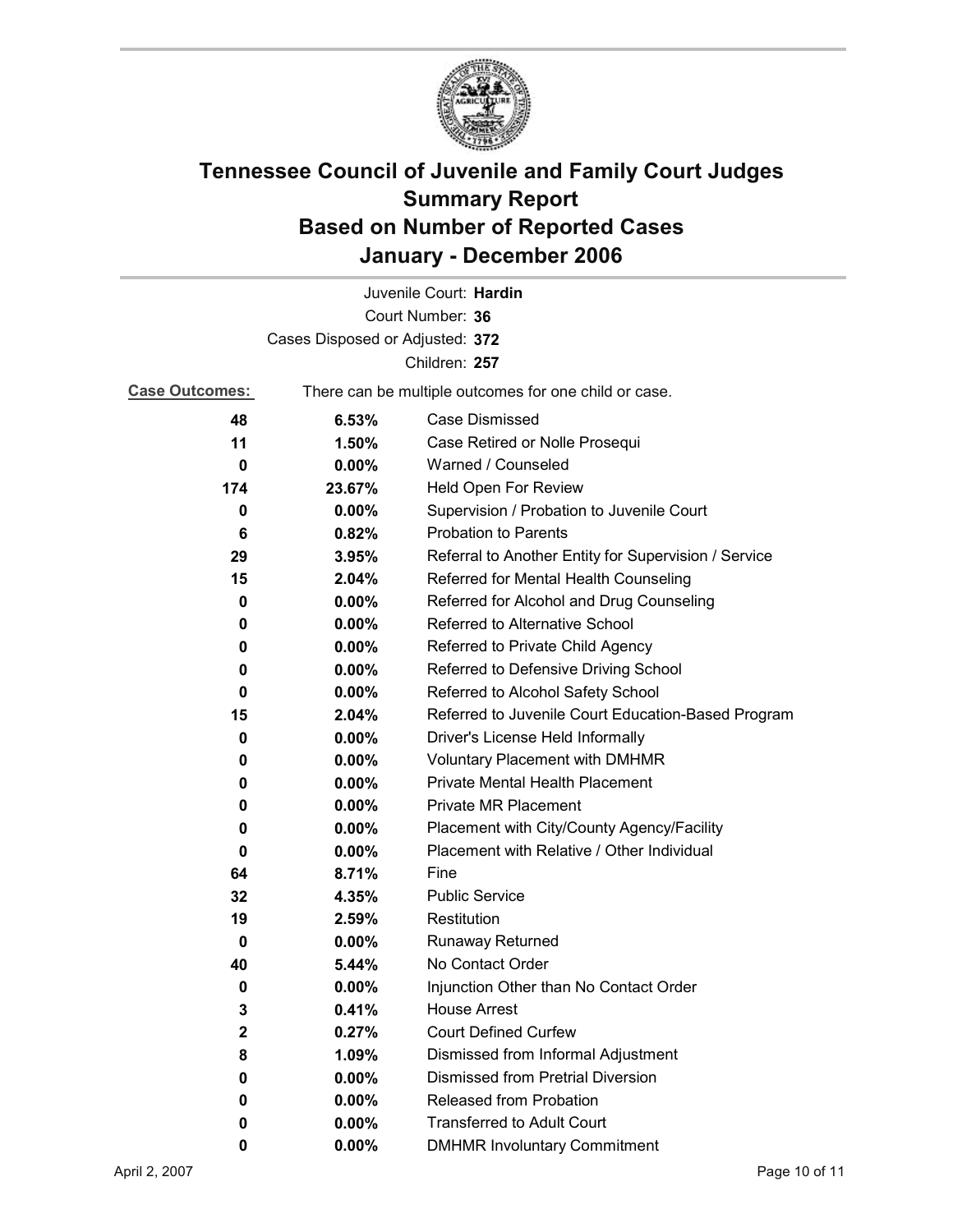# Tennessee Council of Juvenile and Family Court Judges
## Summary Report
## Based on Number of Reported Cases
## January - December 2006

Juvenile Court: **Hardin**
Court Number: **36**
Cases Disposed or Adjusted: **372**
Children: **257**

**Case Outcomes:** There can be multiple outcomes for one child or case.

| Count | Percent | Outcome |
|---|---|---|
| **48** | **6.53%** | Case Dismissed |
| **11** | **1.50%** | Case Retired or Nolle Prosequi |
| **0** | **0.00%** | Warned / Counseled |
| **174** | **23.67%** | Held Open For Review |
| **0** | **0.00%** | Supervision / Probation to Juvenile Court |
| **6** | **0.82%** | Probation to Parents |
| **29** | **3.95%** | Referral to Another Entity for Supervision / Service |
| **15** | **2.04%** | Referred for Mental Health Counseling |
| **0** | **0.00%** | Referred for Alcohol and Drug Counseling |
| **0** | **0.00%** | Referred to Alternative School |
| **0** | **0.00%** | Referred to Private Child Agency |
| **0** | **0.00%** | Referred to Defensive Driving School |
| **0** | **0.00%** | Referred to Alcohol Safety School |
| **15** | **2.04%** | Referred to Juvenile Court Education-Based Program |
| **0** | **0.00%** | Driver's License Held Informally |
| **0** | **0.00%** | Voluntary Placement with DMHMR |
| **0** | **0.00%** | Private Mental Health Placement |
| **0** | **0.00%** | Private MR Placement |
| **0** | **0.00%** | Placement with City/County Agency/Facility |
| **0** | **0.00%** | Placement with Relative / Other Individual |
| **64** | **8.71%** | Fine |
| **32** | **4.35%** | Public Service |
| **19** | **2.59%** | Restitution |
| **0** | **0.00%** | Runaway Returned |
| **40** | **5.44%** | No Contact Order |
| **0** | **0.00%** | Injunction Other than No Contact Order |
| **3** | **0.41%** | House Arrest |
| **2** | **0.27%** | Court Defined Curfew |
| **8** | **1.09%** | Dismissed from Informal Adjustment |
| **0** | **0.00%** | Dismissed from Pretrial Diversion |
| **0** | **0.00%** | Released from Probation |
| **0** | **0.00%** | Transferred to Adult Court |
| **0** | **0.00%** | DMHMR Involuntary Commitment |

April 2, 2007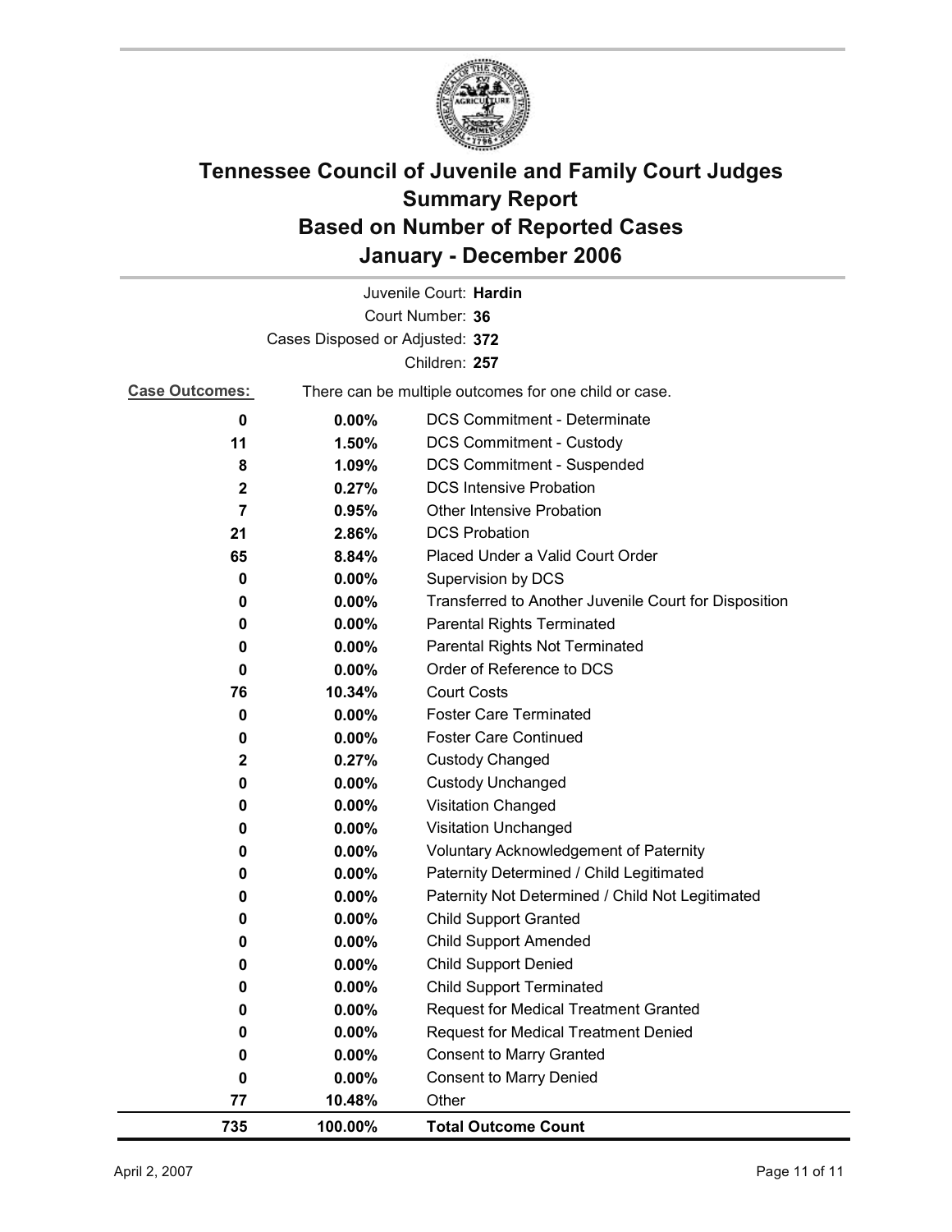# Tennessee Council of Juvenile and Family Court Judges
# Summary Report
# Based on Number of Reported Cases
# January - December 2006

Juvenile Court: **Hardin**

Court Number: **36**

Cases Disposed or Adjusted: **372**

Children: **257**

**Case Outcomes:** There can be multiple outcomes for one child or case.

| | | |
|---|---|---|
| 0 | 0.00% | DCS Commitment - Determinate |
| 11 | 1.50% | DCS Commitment - Custody |
| 8 | 1.09% | DCS Commitment - Suspended |
| 2 | 0.27% | DCS Intensive Probation |
| 7 | 0.95% | Other Intensive Probation |
| 21 | 2.86% | DCS Probation |
| 65 | 8.84% | Placed Under a Valid Court Order |
| 0 | 0.00% | Supervision by DCS |
| 0 | 0.00% | Transferred to Another Juvenile Court for Disposition |
| 0 | 0.00% | Parental Rights Terminated |
| 0 | 0.00% | Parental Rights Not Terminated |
| 0 | 0.00% | Order of Reference to DCS |
| 76 | 10.34% | Court Costs |
| 0 | 0.00% | Foster Care Terminated |
| 0 | 0.00% | Foster Care Continued |
| 2 | 0.27% | Custody Changed |
| 0 | 0.00% | Custody Unchanged |
| 0 | 0.00% | Visitation Changed |
| 0 | 0.00% | Visitation Unchanged |
| 0 | 0.00% | Voluntary Acknowledgement of Paternity |
| 0 | 0.00% | Paternity Determined / Child Legitimated |
| 0 | 0.00% | Paternity Not Determined / Child Not Legitimated |
| 0 | 0.00% | Child Support Granted |
| 0 | 0.00% | Child Support Amended |
| 0 | 0.00% | Child Support Denied |
| 0 | 0.00% | Child Support Terminated |
| 0 | 0.00% | Request for Medical Treatment Granted |
| 0 | 0.00% | Request for Medical Treatment Denied |
| 0 | 0.00% | Consent to Marry Granted |
| 0 | 0.00% | Consent to Marry Denied |
| 77 | 10.48% | Other |
| **735** | **100.00%** | **Total Outcome Count** |

April 2, 2007